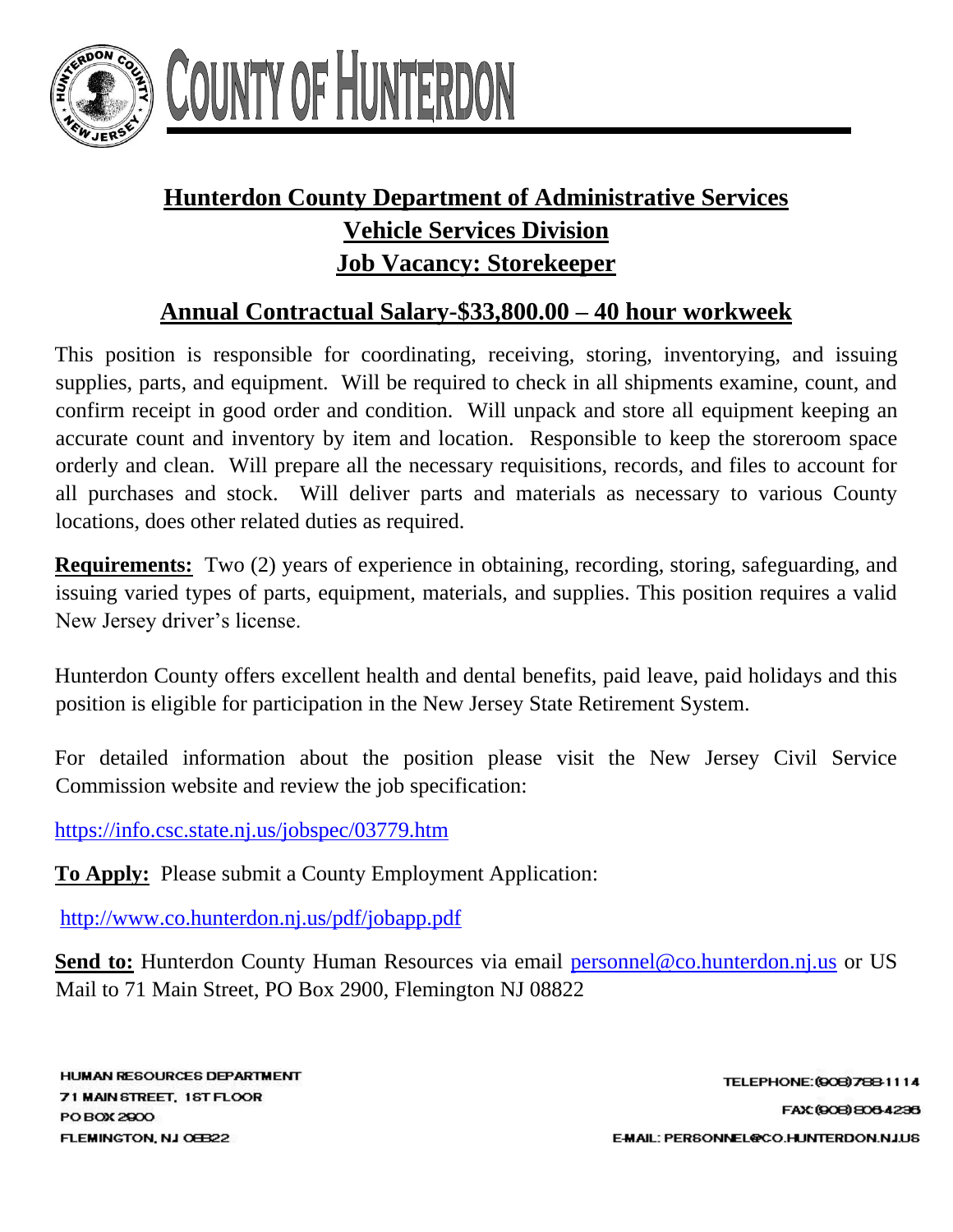# COUNTY OF HUNTERDON

## Hunterdon County Department of Administrative Services
## Vehicle Services Division
## Job Vacancy: Storekeeper

### Annual Contractual Salary-$33,800.00 – 40 hour workweek

This position is responsible for coordinating, receiving, storing, inventorying, and issuing supplies, parts, and equipment. Will be required to check in all shipments examine, count, and confirm receipt in good order and condition. Will unpack and store all equipment keeping an accurate count and inventory by item and location. Responsible to keep the storeroom space orderly and clean. Will prepare all the necessary requisitions, records, and files to account for all purchases and stock. Will deliver parts and materials as necessary to various County locations, does other related duties as required.

**Requirements:** Two (2) years of experience in obtaining, recording, storing, safeguarding, and issuing varied types of parts, equipment, materials, and supplies. This position requires a valid New Jersey driver's license.

Hunterdon County offers excellent health and dental benefits, paid leave, paid holidays and this position is eligible for participation in the New Jersey State Retirement System.

For detailed information about the position please visit the New Jersey Civil Service Commission website and review the job specification:

https://info.csc.state.nj.us/jobspec/03779.htm

**To Apply:** Please submit a County Employment Application:

http://www.co.hunterdon.nj.us/pdf/jobapp.pdf

**Send to:** Hunterdon County Human Resources via email personnel@co.hunterdon.nj.us or US Mail to 71 Main Street, PO Box 2900, Flemington NJ 08822

HUMAN RESOURCES DEPARTMENT
71 MAIN STREET, 1ST FLOOR
PO BOX 2900
FLEMINGTON, NJ 08822

TELEPHONE: (908) 788-1114
FAX: (908) 806-4236
E-MAIL: PERSONNEL@CO.HUNTERDON.NJ.US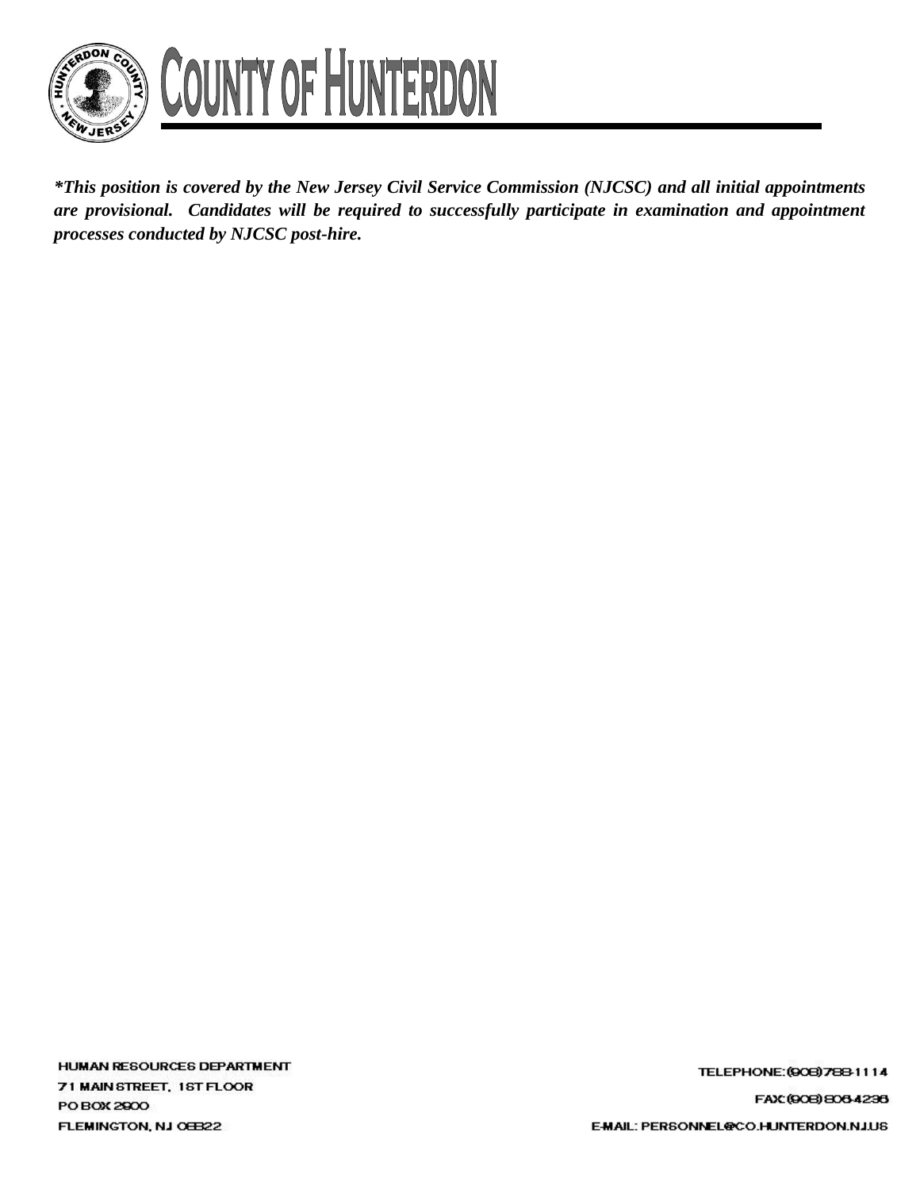# COUNTY OF HUNTERDON

***This position is covered by the New Jersey Civil Service Commission (NJCSC) and all initial appointments are provisional. Candidates will be required to successfully participate in examination and appointment processes conducted by NJCSC post-hire.***

HUMAN RESOURCES DEPARTMENT
71 MAIN STREET, 1ST FLOOR
PO BOX 2900
FLEMINGTON, NJ 08822

TELEPHONE: (908) 788-1114
FAX: (908) 806-4236
E-MAIL: PERSONNEL@CO.HUNTERDON.NJ.US